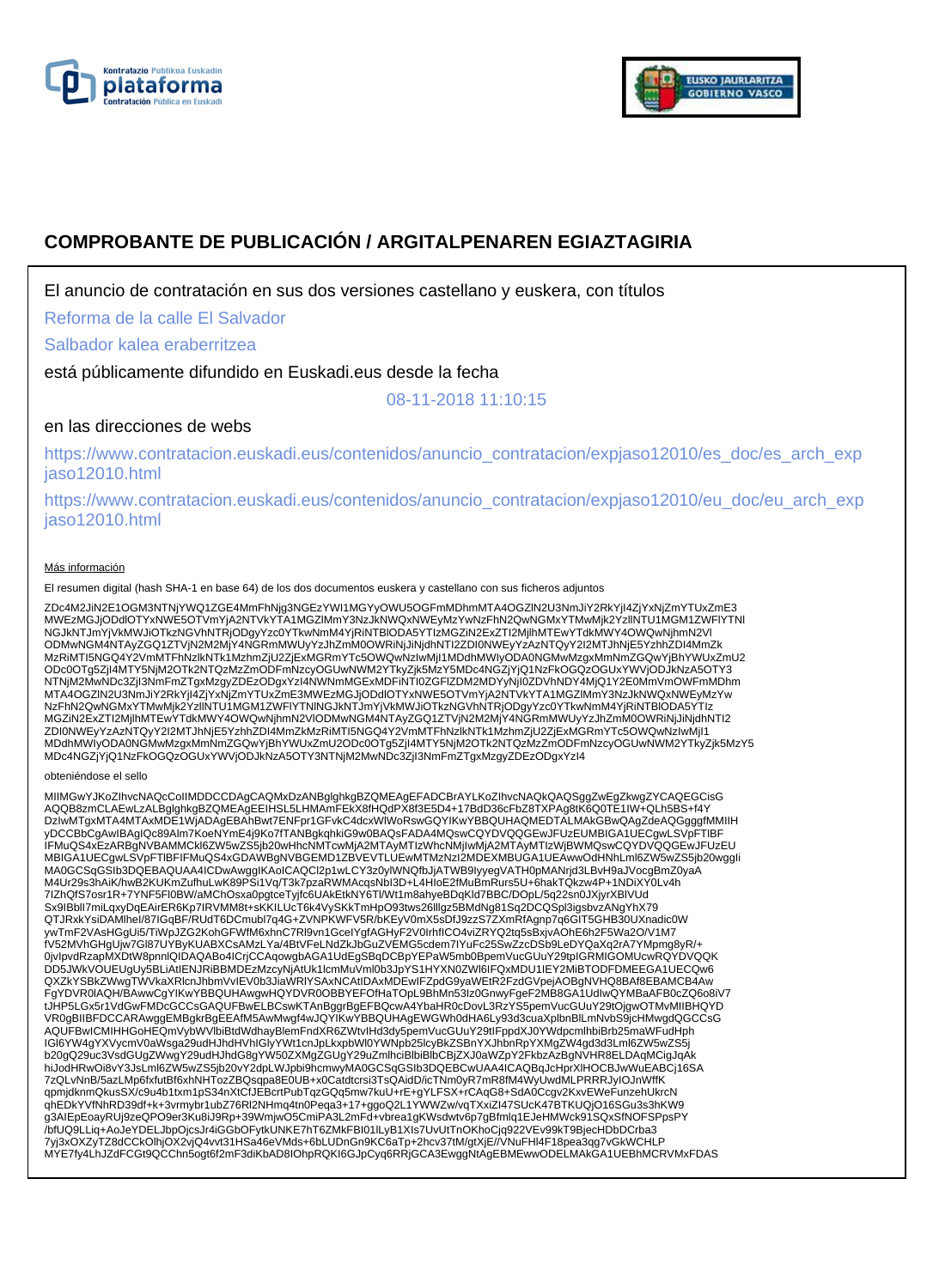# COMPROBANTE DE PUBLICACIÓN / ARGITALPENAREN EGIAZTAGIRIA

El anuncio de contratación en sus dos versiones castellano y euskera, con títulos

Reforma de la calle El Salvador

Salbador kalea eraberritzea

está públicamente difundido en Euskadi.eus desde la fecha

08-11-2018 11:10:15

en las direcciones de webs

https://www.contratacion.euskadi.eus/contenidos/anuncio_contratacion/expjaso12010/es_doc/es_arch_expjaso12010.html

https://www.contratacion.euskadi.eus/contenidos/anuncio_contratacion/expjaso12010/eu_doc/eu_arch_expjaso12010.html

Más información

El resumen digital (hash SHA-1 en base 64) de los dos documentos euskera y castellano con sus ficheros adjuntos

ZDc4M2JiN2E1OGM3NTNjYWQ1ZGE4MmFhNjg3NGEzYWI1MGYyOWU5OGFmMDhmMTA4OGZlN2U3NmJiY2RkYjI4ZjYxNjZmYTUxZmE3MWEzMGJjODdlOTYxNWE5OTVmYjA2NTVkYTA1MGZlMmY3NzJkNWQxNWEyMzYwNzFhN2QwNGMxYTMwMjk2YzllNTU1MGM1ZWFlYTNlNGJkNTJmYjVkMWJiOTkzNGVhNTRjODgyYzc0YTkwNmM4YjRiNTBlODA5YTIzMGZiN2ExZTI2MjlhMTEwYTdkMWY4OWQwNjhmN2VlODMwNGM4NTAyZGQ1ZTVjN2M2MjY4NGRmMWUyYzJhZmM0OWRiNjJiNjdhNTI2ZDI0NWEyYzAzNTQyY2I2MTJhNjE5YzhhZDI4MmZkMzRiMTI5NGQ4Y2VmMTFhNzlkNTk1MzhmZjU2ZjExMGRmYTc5OWQwNzIwMjI1MDdhMWIyODA0NGMwMzgxMmNmZGQwYjBhYWUxZmU2ODc0OTg5ZjI4MTY5NjM2OTk2NTQzMzZmODFmNzcyOGUwNWM2YTkyZjk5MzY5MDc4NGZjYjQ1NzFkOGQzOGUxYWVjODJkNzA5OTY3NTNjM2MwNDc3ZjI3NmFmZTgxMzgyZDEzODgxYzI4NWNmMGExMDFiNTI0ZGFlZDM2MDYyNjI0ZDVhNDY4MjQ1Y2E0MmVmOWFmMDhmMTA4OGZlN2U3NmJiY2RkYjI4ZjYxNjZmYTUxZmE3MWEzMGJjODdlOTYxNWE5OTVmYjA2NTVkYTA1MGZlMmY3NzJkNWQxNWEyMzYwNzFhN2QwNGMxYTMwMjk2YzllNTU1MGM1ZWFlYTNlNGJkNTJmYjVkMWJiOTkzNGVhNTRjODgyYzc0YTkwNmM4YjRiNTBlODA5YTIzMGZiN2ExZTI2MjlhMTEwYTdkMWY4OWQwNjhmN2VlODMwNGM4NTAyZGQ1ZTVjN2M2MjY4NGRmMWUyYzJhZmM0OWRiNjJiNjdhNTI2ZDI0NWEyYzAzNTQyY2I2MTJhNjE5YzhhZDI4MmZkMzRiMTI5NGQ4Y2VmMTFhNzlkNTk1MzhmZjU2ZjExMGRmYTc5OWQwNzIwMjI1MDdhMWIyODA0NGMwMzgxMmNmZGQwYjBhYWUxZmU2ODc0OTg5ZjI4MTY5NjM2OTk2NTQzMzZmODFmNzcyOGUwNWM2YTkyZjk5MzY5MDc4NGZjYjQ1NzFkOGQzOGUxYWVjODJkNzA5OTY3NTNjM2MwNDc3ZjI3NmFmZTgxMzgyZDEzODgxYzI4

obteniéndose el sello

MIIMGwYJKoZIhvcNAQcCoIIMDDCCDAgCAQMxDzANBglghkgBZQMEAgEFADCBrAYLKoZIhvcNAQkQAQSggZwEgZkwgZYCAQEGCisGAQQB8zmCLAEwLzALBglghkgBZQMEAgEEIHSL5LHMAmFEkX8fHQdPX8f3E5D4+17BdD36cFbZ8TXPAg8tK6Q0TE1IW+QLh5BS+f4YDzIwMTgxMTA4MTAxMDE1WjADAgEBAhBwt7ENFpr1GFvkC4dcxWlWoRswGQYIKwYBBQUHAQMEDTALMAkGBwQAgZdeAQGgggfMMIIHyDCCBbCgAwIBAgIQc89Alm7KoeNYmE4j9Ko7fTANBgkqhkiG9w0BAQsFADA4MQswCQYDVQQGEwJFUzEUMBIGA1UECgwLSVpFTlBFIFMuQS4xEzARBgNVBAMMCkl6ZW5wZS5jb20wHhcNMTcwMjA2MTAyMTIzWhcNMjIwMjA2MTAyMTIzWjBWMQswCQYDVQQGEwJFUzEUMBIGA1UECgwLSVpFTlBFIFMuQS4xGDAWBgNVBGEMD1ZBVEVTLUEwMTMzNzI2MDEXMBUGA1UEAwwOdHNhLml6ZW5wZS5jb20wggIiMA0GCSqGSIb3DQEBAQUAA4ICDwAwggIKAoICAQCl2p1wLCY3z0ylWNQfbJjATWB9lyyegVATH0pMANrjd3LBvH9aJVocgBmZ0yaAM4Ur29s3hAiK/hwB2KUKmZufhuLwK89PSi1Vq/T3k7pzaRWMAcqsNbI3D+L4HloE2fMuBmRurs5U+6hakTQkzw4P+1NDiXY0Lv4h7IZhQfS7osr1R+7YNF5Fl0BW/aMChOsxa0pgtceTyjfc6UAkEtkNY6Tl/Wt1m8ahyeBDqKld7BBC/DOpL/5q22sn0JXjyrXBlVUdSx9lBblI7miLqxyDqEAirER6Kp7lRVMM8t+sKKILUcT6k4VySKkTmHpO93tws26lllgz5BMdNg81Sq2DCQSpl3igsbvzANgYhX79QTJRxkYsiDAMlheI/87lGqBF/RUdT6DCmubl7q4G+ZVNPKWFV5R/bKEyV0mX5sDfJ9zzS7ZXmRfAgnp7q6GIT5GHB30UXnadic0WywTmF2VAsHGgUi5/TiWpJZG2KohGFWfM6xhnC7Rl9vn1GceIYgfAGHyF2V0IrhfICO4viZRYQ2tq5sBxjvAOhE6h2F5Wa2O/V1M7fV52MVhGHgUjw7Gl87UYByKUABXCsAMzLYa/4BtVFeLNdZkJbGuZVEMG5cdem7lYuFc25SwZzcDSb9LeDYQaXq2rA7YMpmg8yR/+0jvIpvdRzapMXDtW8pnnlQlDAQABo4ICrjCCAqowgbAGA1UdEgSBqDCBpYEPaW5mb0BpemVucGUuY29tpIGRMIGOMUcwRQYDVQQKDD5JWkVOUEUgUy5BLiAtIENJRiBBMDEzMzcyNjAtUk1lcmMuVml0b3JpYS1HYXN0ZWl6IFQxMDU1IEY2MiBTODFDMEEGA1UECQw6QXZkYSBkZWwgTWVkaXRlcnJhbmVvIEV0b3JiaWRlYSAxNCAtIDAxMDEwIFZpdG9yaWEtR2FzdGVpejAOBgNVHQ8BAf8EBAMCB4AwFgYDVR0lAQH/BAwwCgYIKwYBBQUHAwgwHQYDVR0OBBYEFOfHaTOpL9BhMn53lz0GnwyFgeF2MB8GA1UdIwQYMBaAFB0cZQ6o8iV7tJHP5LGx5r1VdGwFMDcGCCsGAQUFBwELBCswKTAnBggrBgEFBQcwA4YbaHR0cDovL3RzYS5pemVucGUuY29tOjgwOTMvMIIBHQYDVR0gBIIBFDCCARAwggEMBgkrBgEEAfM5AwMwgf4wJQYIKwYBBQUHAgEWGWh0dHA6Ly93d3cuaXplbnBlLmNvbS9jcHMwgdQGCCsGAQUFBwICMIHHGoHEQmVybWVlbiBtdWdhayBlemFndXR6ZWtvIHd3dy5pemVucGUuY29tIFppdXJ0YWdpcmlhbiBrb25maWFudHphIGl6YW4gYXVycmV0aWsga29udHJhdHVhIGlyYWt1cnJpLkxpbWl0YWNpb25lcyBkZSBnYXJhbnRpYXMgZW4gd3d3Lml6ZW5wZS5jb20gQ29uc3VsdGUgZWwgY29udHJhdG8gYW50ZXMgZGUgY29uZmlhciBlbiBlbCBjZXJ0aWZpY2FkbzAzBgNVHR8ELDAqMCigJqAkhiJodHRwOi8vY3JsLml6ZW5wZS5jb20vY2dpLWJpbi9hcmwyMA0GCSqGSIb3DQEBCwUAA4ICAQBqJcHprXlHOCBJwWuEABCj16SA7zQLvNnB/5azLMp6fxfutBf6xhNHTozZBQsqpa8E0UB+x0Catdtcrsi3TsQAidD/icTNm0yR7mR8fM4WyUwdMLPRRRJylOJnWffKqpmjdknmQkusSX/c9u4b1txm1pS34nXtCfJEBcrtPubTqzGQq5mw7kuU+rE+gYLFSX+rCAqG8+SdA0Ccgv2KxvEWeFunzehUkrcNqhEDkYVfNhRD39df+k+3vrmybr1ubZ76Rl2NHmq4tn0Peqa3+17+ggoQ2L1YWWZw/vqTXxiZl47SUcK47BTKUQjO16SGu3s3hKW9g3AIEpEoayRUj9zeQPO9er3Ku8iJ9Rp+39WmjwO5CmiPA3L2mFd+vbrea1gKWsdwtv6p7gBfmlq1EJeHMWck91SQxSfNOFSPpsPY/bfUQ9LLiq+AoJeYDELJbpOjcsJr4iGGbOFytkUNKE7hT6ZMkFBI01lLyB1XIs7UvUtTnOKhoCjq922VEv99kT9BjecHDbDCrba37yj3xOXZyTZ8dCCkOlhjOX2vjQ4vvt31HSa46eVMds+6bLUDnGn9KC6aTp+2hcv37tM/gtXjE//VNuFHl4F18pea3qg7vGkWCHLPMYE7fy4LhJZdFCGt9QCChn5ogt6f2mF3diKbAD8lOhpRQKI6GJpCyq6RRjGCA3EwggNtAgEBMEwwODELMAkGA1UEBhMCRVMxFDAS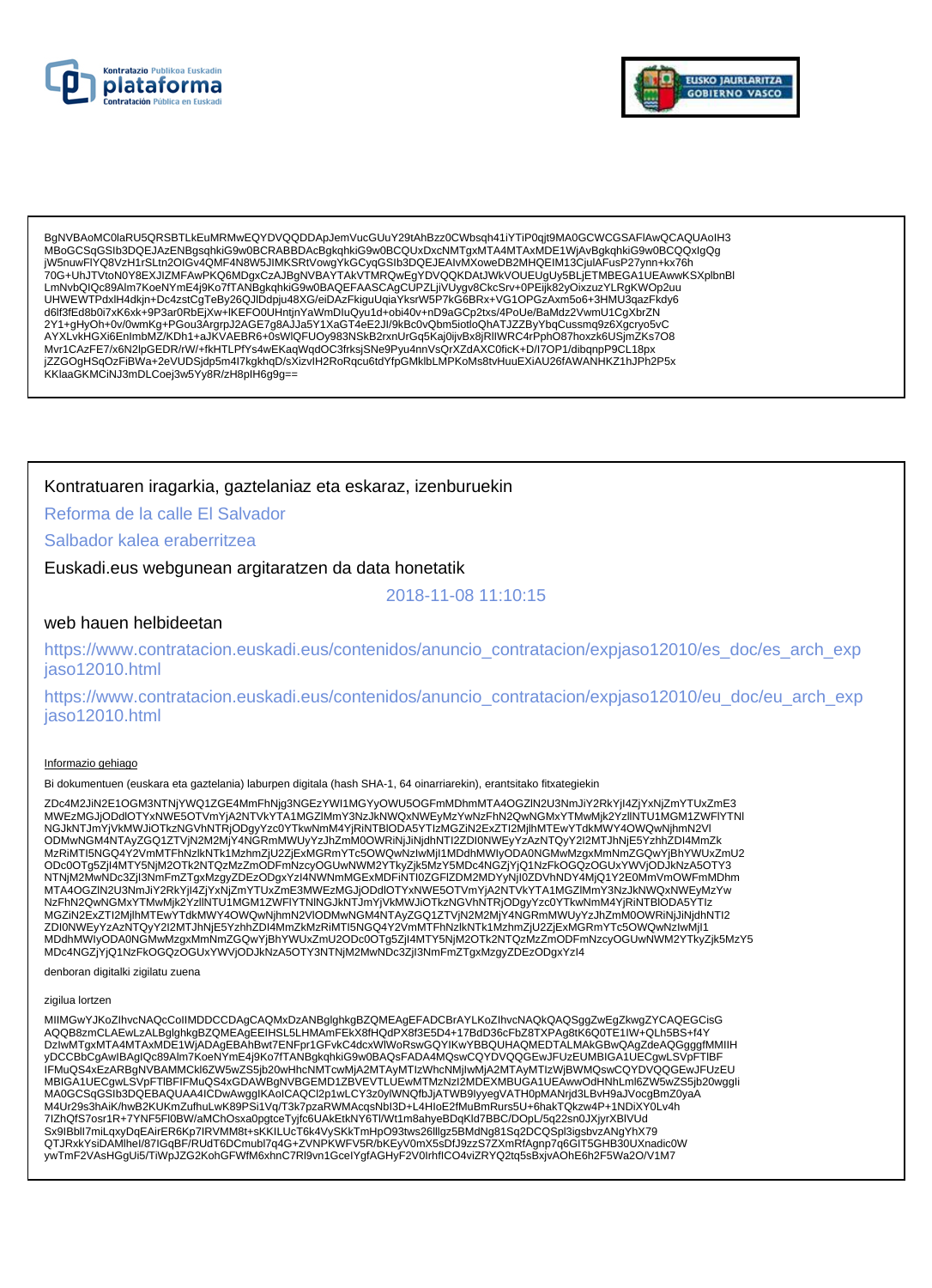BgNVBAoMC0laRU5QRSBTLkEuMRMwEQYDVQQDDApJemVucGUuY29tAhBzz0CWbsqh41iYTiP0qjt9MA0GCWCGSAFlAwQCAQUAoIH3
MBoGCSqGSIb3DQEJAzENBgsqhkiG9w0BCRABBDAcBgkqhkiG9w0BCQUxDxcNMTgxMTA4MTAxMDE1WjAvBgkqhkiG9w0BCQQxIgQg
jW5nuwFlYQ8VzH1rSLtn2OIGv4QMF4N8W5JIMKSRtVowgYkGCyqGSIb3DQEJEAIvMXoweDB2MHQEIM13CjulAFusP27ynn+kx76h
70G+UhJTVtoN0Y8EXJlZMFAwPKQ6MDgxCzAJBgNVBAYTAkVTMRQwEgYDVQQKDAtJWkVOUEUgUy5BLjETMBEGA1UEAwwKSXplbnBl
LmNvbQIQc89Alm7KoeNYmE4j9Ko7fTANBgkqhkiG9w0BAQEFAASCAgCUPZLjiVUygv8CkcSrv+0PEijk82yOixzuzYLRgKWOp2uu
UHWEWTPdxlH4dkjn+Dc4zstCgTeBy26QJlDdpju48XG/eiDAzFkiguUqiaYksrW5P7kG6BRx+VG1OPGzAxm5o6+3HMU3qazFkdy6
d6lf3fEd8b0i7xK6xk+9P3ar0RbEjXw+lKEFO0UHntjnYaWmDIuQyu1d+obi40v+nD9aGCp2txs/4PoUe/BaMdz2VwmU1CgXbrZN
2Y1+gHyOh+0v/0wmKg+PGou3ArgrpJ2AGE7g8AJJa5Y1XaGT4eE2Jl/9kBc0vQbm5iotloQhATJZZByYbqCussmq9z6Xgcryo5vC
AYXLvkHGXi6EnlmbMZ/KDh1+aJKVAEBR6+0sWlQFUOy983NSkB2rxnUrGq5Kaj0jvBx8jRlIWRC4rPphO87hoxzk6USjmZKs7O8
Mvr1CAzFE7/x6N2lpGEDR/rW/+fkHTLPfYs4wEKaqWqdOC3frksjSNe9Pyu4nnVsQrXZdAXC0ficK+D/I7OP1/dibqnpP9CL18px
jZZGOgHSqOzFiBWa+2eVUDSjdp5m4I7kgkhqD/sXizvlH2RoRqcu6tdYfpGMklbLMPKoMs8tvHuuEXiAU26fAWANHKZ1hJPh2P5x
KKlaaGKMCiNJ3mDLCoej3w5Yy8R/zH8plH6g9g==

Kontratuaren iragarkia, gaztelaniaz eta eskaraz, izenburuekin

Reforma de la calle El Salvador

Salbador kalea eraberritzea

Euskadi.eus webgunean argitaratzen da data honetatik

2018-11-08 11:10:15

web hauen helbideetan

https://www.contratacion.euskadi.eus/contenidos/anuncio_contratacion/expjaso12010/es_doc/es_arch_expjaso12010.html

https://www.contratacion.euskadi.eus/contenidos/anuncio_contratacion/expjaso12010/eu_doc/eu_arch_expjaso12010.html

Informazio gehiago

Bi dokumentuen (euskara eta gaztelania) laburpen digitala (hash SHA-1, 64 oinarriarekin), erantsitako fitxategiekin

ZDc4M2JiN2E1OGM3NTNjYWQ1ZGE4MmFhNjg3NGEzYWI1MGYyOWU5OGFmMDhmMTA4OGZlN2U3NmJiY2RkYjI4ZjYxNjZmYTUxZmE3
MWEzMGJjODdlOTYxNWE5OTVmYjA2NTVkYTA1MGZlMmY3NzJkNWQxNWEyMzYwNzFhN2QwNGMxYTMwMjk2YzllNTU1MGM1ZWFlYTNl
NGJkNTJmYjVkMWJiOTkzNGVhNTRjODgyYzc0YTkwNmM4YjRiNTBlODA5YTIzMGZiN2ExZTI2MjlhMTEwYTdkMWY4OWQwNjhmN2Vl
ODMwNGM4NTAyZGQ1ZTVjN2M2MjY4NGRmMWUyYzJhZmM0OWRiNjJiNjdhNTI2ZDI0NWEyYzAzNTQyY2I2MTJhNjE5YzhhZDI4MmZk
MzRiMTI5NGQ4Y2VmMTFhNzlkNTk1MzhmZjU2ZjExMGRmYTc5OWQwNzlwMjI1MDdhMWIyODA0NGMwMzgxMmNmZGQwYjBhYWUxZmU2
ODc0OTg5ZjI4MTY5NjM2OTk2NTQzMzZmODFmNzcyOGUwNWM2YTkyZjk5MzY5MDc4NGZjYjQ1NzFkOGQzOGUxYWVjODJkNzA5OTY3
NTNjM2MwNDc3ZjI3NmFmZTgxMzgyZDEzODgxYzI4NWNmMGExMDFiNTI0ZGFlZDM2MDYyNjI0ZDVhNDY4MjQ1Y2E0MmVmOWFmMDhm
MTA4OGZlN2U3NmJiY2RkYjI4ZjYxNjZmYTUxZmE3MWEzMGJjODdlOTYxNWE5OTVmYjA2NTVkYTA1MGZlMmY3NzJkNWQxNWEyMzYw
NzFhN2QwNGMxYTMwMjk2YzllNTU1MGM1ZWFlYTNlNGJkNTJmYjVkMWJiOTkzNGVhNTRjODgyYzc0YTkwNmM4YjRiNTBlODA5YTIz
MGZiN2ExZTI2MjlhMTEwYTdkMWY4OWQwNjhmN2VlODMwNGM4NTAyZGQ1ZTVjN2M2MjY4NGRmMWUyYzJhZmM0OWRiNjJiNjdhNTI2
ZDI0NWEyYzAzNTQyY2I2MTJhNjE5YzhhZDI4MmZkMzRiMTI5NGQ4Y2VmMTFhNzlkNTk1MzhmZjU2ZjExMGRmYTc5OWQwNzlwMjI1
MDdhMWIyODA0NGMwMzgxMmNmZGQwYjBhYWUxZmU2ODc0OTg5ZjI4MTY5NjM2OTk2NTQzMzZmODFmNzcyOGUwNWM2YTkyZjk5MzY5
MDc4NGZjYjQ1NzFkOGQzOGUxYWVjODJkNzA5OTY3NTNjM2MwNDc3ZjI3NmFmZTgxMzgyZDEzODgxYzI4

denboran digitalki zigilatu zuena

zigilua lortzen

MIIMGwYJKoZIhvcNAQcCoIIMDDCCDAgCAQMxDzANBglghkgBZQMEAgEFADCBrAYLKoZIhvcNAQkQAQSggZwEgZkwgZYCAQEGCisG
AQQB8zmCLAEwLzALBglghkgBZQMEAgEEIHSL5LHMAmFEkX8fHQdPX8f3E5D4+17BdD36cFbZ8TXPAg8tK6Q0TE1IW+QLh5BS+f4Y
DzIwMTgxMTA4MTAxMDE1WjADAgEBAhBwt7ENFpr1GFvkC4dcxWlWoRswGQYIKwYBBQUHAQMEDTALMAkGBwQAgZdeAQGgggfMMIIH
yDCCBbCgAwIBAgIQc89Alm7KoeNYmE4j9Ko7fTANBgkqhkiG9w0BAQsFADA4MQswCQYDVQQGEwJFUzEUMBIGA1UECgwLSVpFTlBF
IFMuQS4xEzARBgNVBAMMCkl6ZW5wZS5jb20wHhcNMTcwMjA2MTAyMTIzWhcNMjIwMjA2MTAyMTIzWjBWMQswCQYDVQQGEwJFUzEU
MBIGA1UECgwLSVpFTlBFIFMuQS4xGDAWBgNVBGEMD1ZBVEVTLUEwMTMzNzI2MDEXMBUGA1UEAwwOdHNhLml6ZW5wZS5jb20wggli
MA0GCSqGSIb3DQEBAQUAA4ICDwAwggIKAoICAQCl2p1wLCY3z0ylWNQfbJjATWB9IyyegVATH0pMANrjd3LBvH9aJVocgBmZ0yaA
M4Ur29s3hAiK/hwB2KUKmZufhuLwK89PSi1Vq/T3k7pzaRWMAcqsNbI3D+L4HIoE2fMuBmRurs5U+6hakTQkzw4P+1NDiXY0Lv4h
7IZhQfS7osr1R+7YNF5FI0BW/aMChOsxa0pgtceTyjfc6UAkEtkNY6Tl/Wt1m8ahyeBDqKld7BBC/DOpL/5q22sn0JXjyrXBlVUd
Sx9IBbIl7miLqxyDqEAirER6Kp7IRVMM8t+sKKILUcT6k4VySKkTmHpO93tws26lllgz5BMdNg81Sq2DCQSpl3igsbvzANgYhX79
QTJRxkYsiDAMlheI/87IGqBF/RUdT6DCmubl7q4G+ZVNPKWFV5R/bKEyV0mX5sDfJ9zzS7ZXmRfAgnp7q6GIT5GHB30UXnadic0W
ywTmF2VAsHGgUi5/TiWpJZG2KohGFWfM6xhnC7Rl9vn1GcelYgfAGHyF2V0lrhfICO4viZRYQ2tq5sBxjvAOhE6h2F5Wa2O/V1M7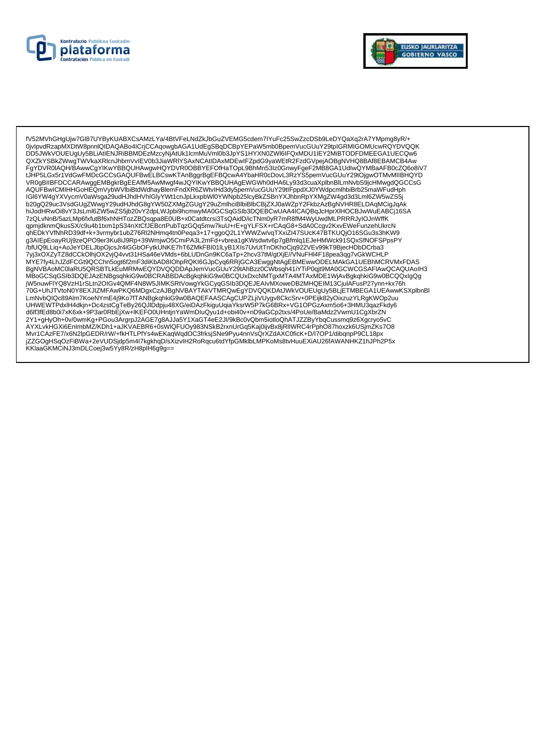```
fV52MVhGHgUjw7Gl87UYByKUABXCsAMzLYa/4BtVFeLNdZkJbGuZVEMG5cdem7IYuFc25SwZzcDSb9LeDYQaXq2rA7YMpmg8yR/+
0jvIpvdRzapMXDtW8pnnlQIDAQABo4ICrjCCAqowgbAGA1UdEgSBqDCBpYEPaW5mb0BpemVucGUuY29tpIGRMIGOMUcwRQYDVQQK
DD5JWkVOUEUgUy5BLiAtIENJRiBBMDEzMzcyNjAtUk1lcmMuVml0b3JpYS1HYXN0ZWl6IFQxMDU1IEY2MiBTODFDMEEGA1UECQw6
QXZkYSBkZWwgTWVkaXRlcnJhbmVvIEV0b3JiaWRlYSAxNCAtIDAxMDEwIFZpdG9yaWEtR2FzdGVpejAOBgNVHQ8BAf8EBAMCB4Aw
FgYDVR0lAQH/BAwwCgYIKwYBBQUHAwgwHQYDVR0OBBYEFOfHaTOpL9BhMn53lz0GnwyFgeF2MB8GA1UdIwQYMBaAFB0cZQ6o8iV7
tJHP5LGx5r1VdGwFMDcGCCsGAQUFBwELBCswKTAnBggrBgEFBQcwA4YbaHR0cDovL3RzYS5pemVucGUuY29tOjgwOTMvMIIBHQYD
VR0gBIIBFDCCARAwggEMBgkrBgEEAfM5AwMwgf4wJQYIKwYBBQUHAgEWGWh0dHA6Ly93d3cuaXplbnBlLmNvbS9jcHMwgdQGCCsG
AQUFBwICMIHHGoHEQmVybWVlbiBtdWdhayBlemFndXR6ZWtvIHd3dy5pemVucGUuY29tIFppdXJ0YWdpcmlhbiBrb25maWFudHph
IGl6YW4gYXVycmV0aWsga29udHJhdHVhIGlyYWt1cnJpLkxpbWl0YWNpb25lcyBkZSBnYXJhbnRpYXMgZW4gd3d3Lml6ZW5wZS5j
b20gQ29uc3VsdGUgZWwgY29udHJhdG8gYW50ZXMgZGUgY29uZmlhciBlbiBlbCBjZXJ0aWZpY2FkbzAzBgNVHR8ELDAqMCigJqAk
hiJodHRwOi8vY3JsLml6ZW5wZS5jb20vY2dpLWJpbi9hcmwyMA0GCSqGSIb3DQEBCwUAA4ICAQBqJcHprXlHOCBJwWuEABCj16SA
7zQLvNnB/5azLMp6fxfutBf6xhNHTozZBQsqpa8E0UB+x0Catdtcrsi3TsQAidD/icTNm0yR7mR8fM4WyUwdMLPRRRJylOJnWffK
qpmjdknmQkusSX/c9u4b1txm1pS34nXtCfJEBcrtPubTqzGQq5mw7kuU+rE+gYLFSX+rCAqG8+SdA0Ccgv2KxvEWeFunzehUkrcN
qhEDkYVfNhRD39df+k+3vrmybr1ubZ76Rl2NHmq4tn0Peqa3+17+ggoQ2L1YWWZw/vqTXxiZI47SUcK47BTKUQjO16SGu3s3hKW9
g3AIEpEoayRUj9zeQPO9er3Ku8iJ9Rp+39WmjwO5CmiPA3L2mFd+vbrea1gKWsdwtv6p7gBfmlq1EJeHMWck91SQxSfNOFSPpsPY
/bfUQ9LLiq+AoJeYDELJbpOjcsJr4iGGbOFytkUNKE7hT6ZMkFBI01lLyB1XIs7UvUtTnOKhoCjq922VEv99kT9BjecHDbDCrba3
7yj3xOXZyTZ8dCCkOlhjOX2vjQ4vvt31HSa46eVMds+6bLUDnGn9KC6aTp+2hcv37tM/gtXjE//VNuFHl4F18pea3qg7vGkWCHLP
MYE7fy4LhJZdFCGt9QCChn5ogt6f2mF3diKbAD8IOhpRQKI6GJpCyq6RRjGCA3EwggNtAgEBMEwwODELMAkGA1UEBhMCRVMxFDAS
BgNVBAoMC0laRU5QRSBTLkEuMRMwEQYDVQQDDApJemVucGUuY29tAhBzz0CWbsqh41iYTiP0qjt9MA0GCWCGSAFlAwQCAQUAoIH3
MBoGCSqGSIb3DQEJAzENBgsqhkiG9w0BCRABBDAcBgkqhkiG9w0BCQUxDxcNMTgxMTA4MTAxMDE1WjAvBgkqhkiG9w0BCQQxIgQg
jW5nuwFlYQ8VzH1rSLtn2OIGv4QMF4N8W5JIMKSRtVowgYkGCyqGSIb3DQEJEAIvMXoweDB2MHQEIM13CjulAFusP27ynn+kx76h
70G+UhJTVtoN0Y8EXJIZMFAwPKQ6MDgxCzAJBgNVBAYTAkVTMRQwEgYDVQQKDAtJWkVOUEUgUy5BLjETMBEGA1UEAwwKSXplbnBl
LmNvbQIQc89Alm7KoeNYmE4j9Ko7fTANBgkqhkiG9w0BAQEFAASCAgCUPZLjiVUygv8CkcSrv+0PEijk82yOixzuzYLRgKWOp2uu
UHWEWTPdxlH4dkjn+Dc4zstCgTeBy26QJlDdpju48XG/eiDAzFkiguUqiaYksrW5P7kG6BRx+VG1OPGzAxm5o6+3HMU3qazFkdy6
d6lf3fEd8b0i7xK6xk+9P3ar0RbEjXw+lKEFO0UHntjnYaWmDluQyu1d+obi40v+nD9aGCp2txs/4PoUe/BaMdz2VwmU1CgXbrZN
2Y1+gHyOh+0v/0wmKg+PGou3ArgrpJ2AGE7g8AJJa5Y1XaGT4eE2Jl/9kBc0vQbm5iotloQhATJZZByYbqCussmq9z6Xgcryo5vC
AYXLvkHGXi6EnlmbMZ/KDh1+aJKVAEBR6+0sWlQFUOy983NSkB2rxnUrGq5Kaj0ijvBx8jRlIWRC4rPphO87hoxzk6USjmZKs7O8
Mvr1CAzFE7/x6N2lpGEDR/rW/+fkHTLPfYs4wEKaqWqdOC3frksjSNe9Pyu4nnVsQrXZdAXC0ficK+D/I7OP1/dibqnpP9CL18px
jZZGOgHSqOzFiBWa+2eVUDSjdp5m4I7kgkhqD/sXizvlH2RoRqcu6tdYfpGMklbLMPKoMs8tvHuuEXiAU26fAWANHKZ1hJPh2P5x
KKlaaGKMCiNJ3mDLCoej3w5Yy8R/zH8plH6g9g==
```